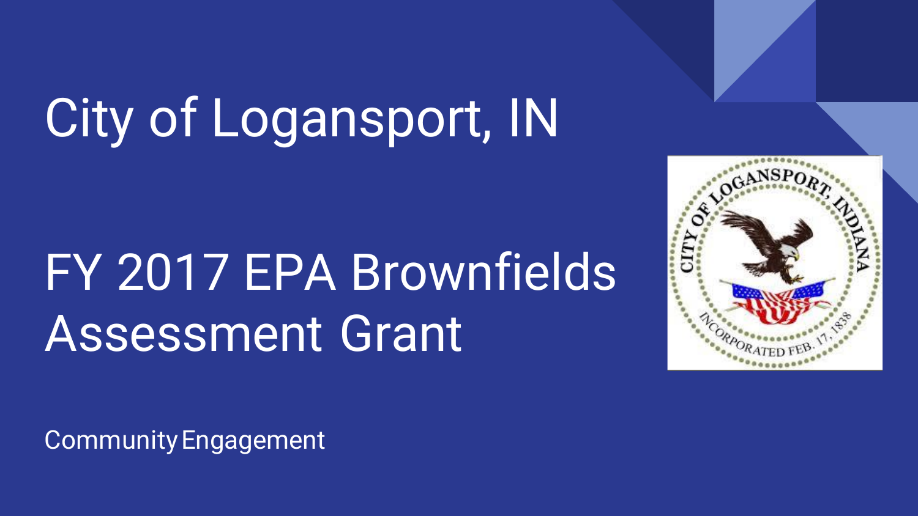# City of Logansport, IN

# FY 2017 EPA Brownfields Assessment Grant

Community Engagement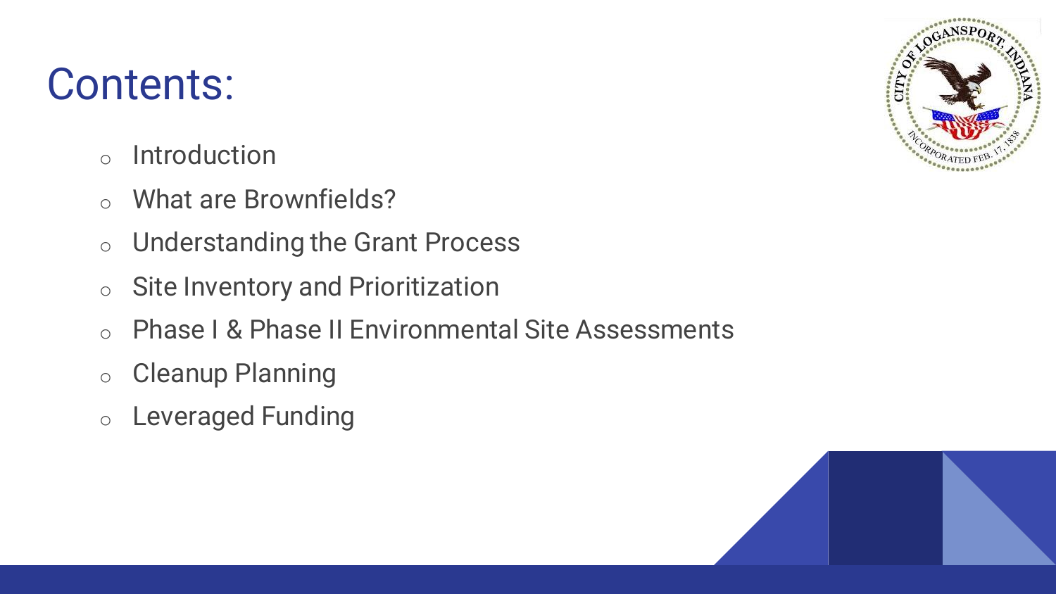# Contents:

- Introduction
- What are Brownfields?
- Understanding the Grant Process
- Site Inventory and Prioritization
- Phase I & Phase II Environmental Site Assessments
- Cleanup Planning
- Leveraged Funding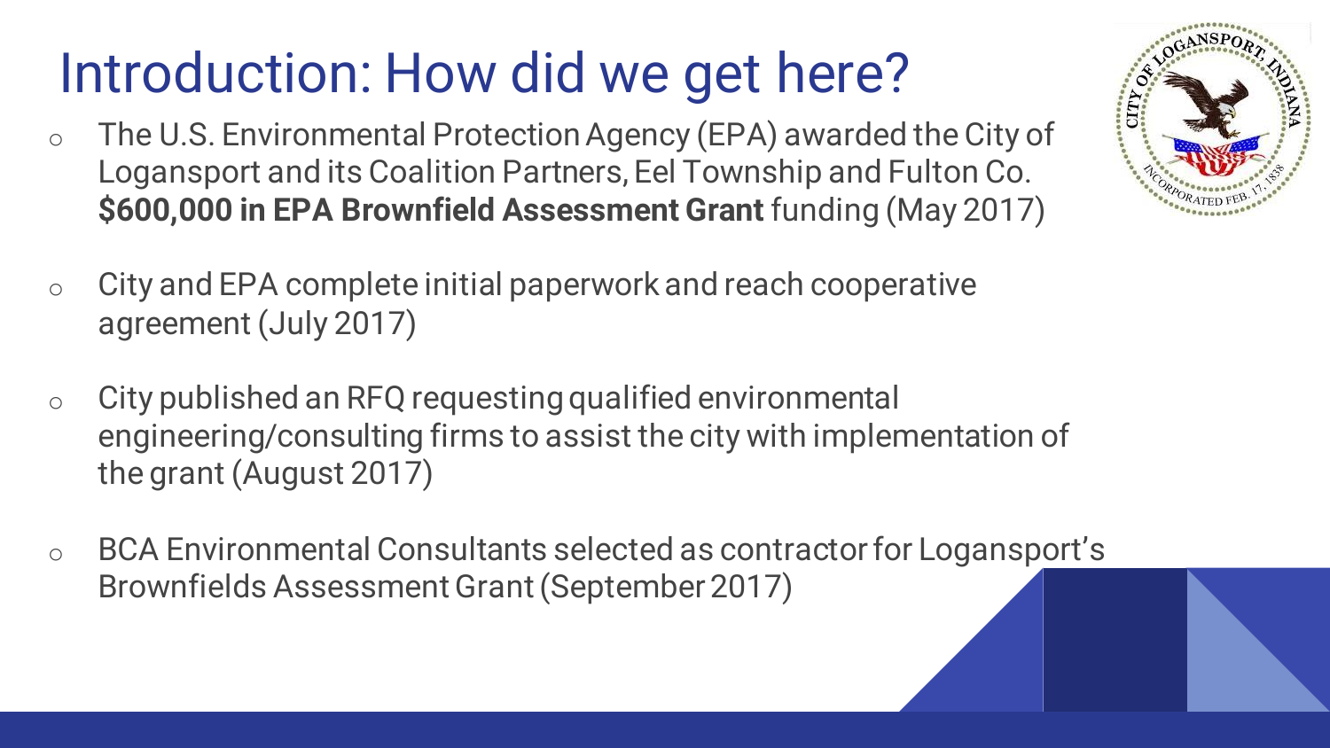# Introduction: How did we get here?

- The U.S. Environmental Protection Agency (EPA) awarded the City of Logansport and its Coalition Partners, Eel Township and Fulton Co. **$600,000 in EPA Brownfield Assessment Grant** funding (May 2017)
- City and EPA complete initial paperwork and reach cooperative agreement (July 2017)
- City published an RFQ requesting qualified environmental engineering/consulting firms to assist the city with implementation of the grant (August 2017)
- BCA Environmental Consultants selected as contractor for Logansport's Brownfields Assessment Grant (September 2017)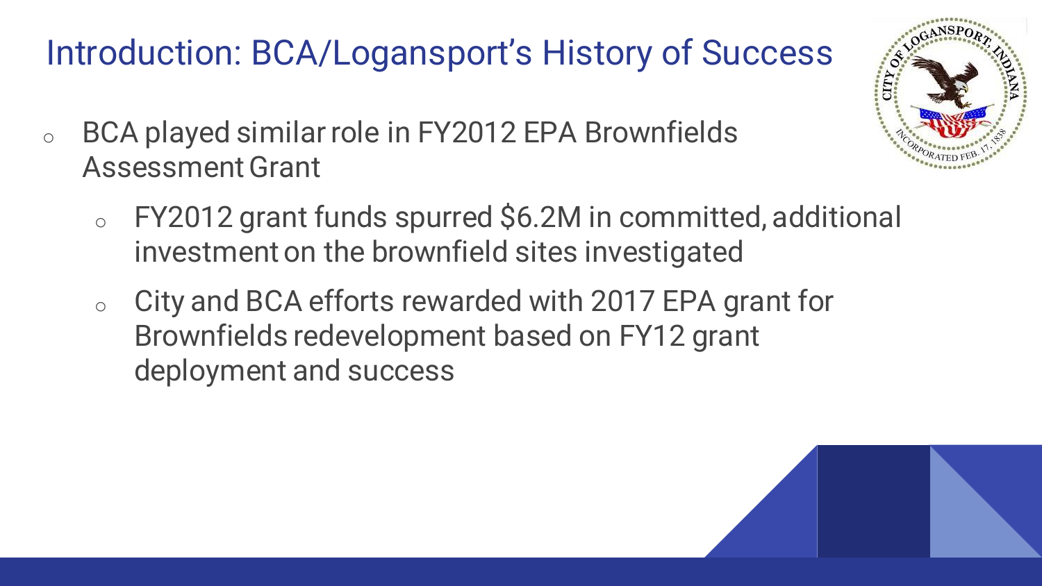# Introduction: BCA/Logansport's History of Success

- BCA played similar role in FY2012 EPA Brownfields Assessment Grant
  - FY2012 grant funds spurred $6.2M in committed, additional investment on the brownfield sites investigated
  - City and BCA efforts rewarded with 2017 EPA grant for Brownfields redevelopment based on FY12 grant deployment and success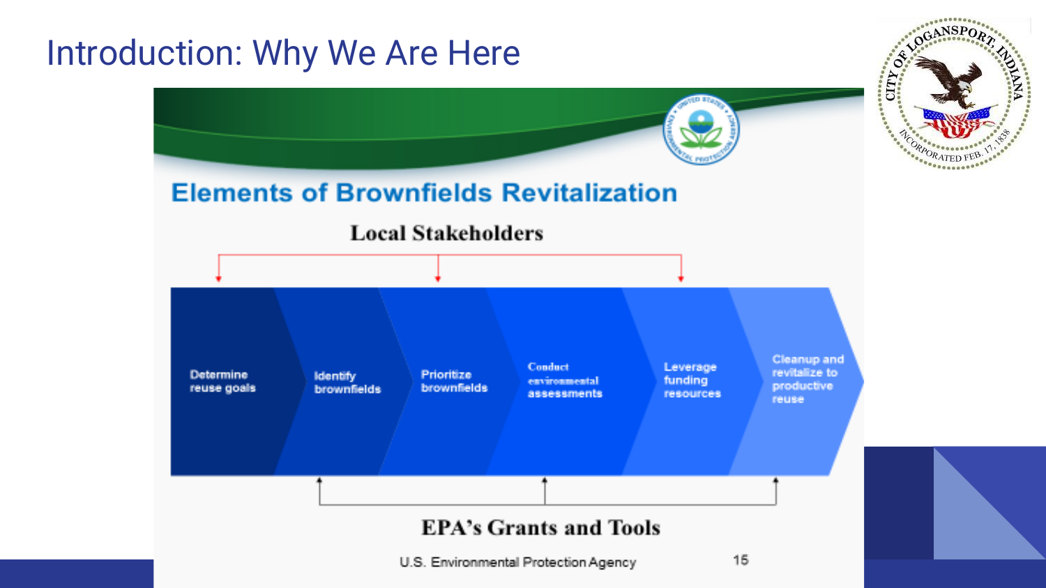# Introduction: Why We Are Here

## Elements of Brownfields Revitalization

**Local Stakeholders**

1. Determine reuse goals
2. Identify brownfields
3. Prioritize brownfields
4. Conduct environmental assessments
5. Leverage funding resources
6. Cleanup and revitalize to productive reuse

**EPA's Grants and Tools**

U.S. Environmental Protection Agency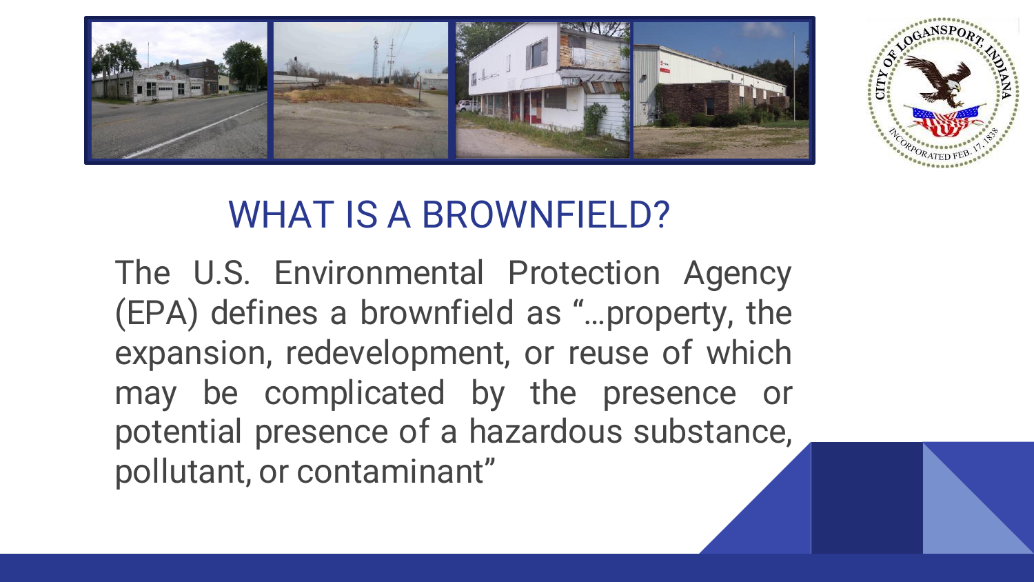# WHAT IS A BROWNFIELD?

The U.S. Environmental Protection Agency (EPA) defines a brownfield as "…property, the expansion, redevelopment, or reuse of which may be complicated by the presence or potential presence of a hazardous substance, pollutant, or contaminant"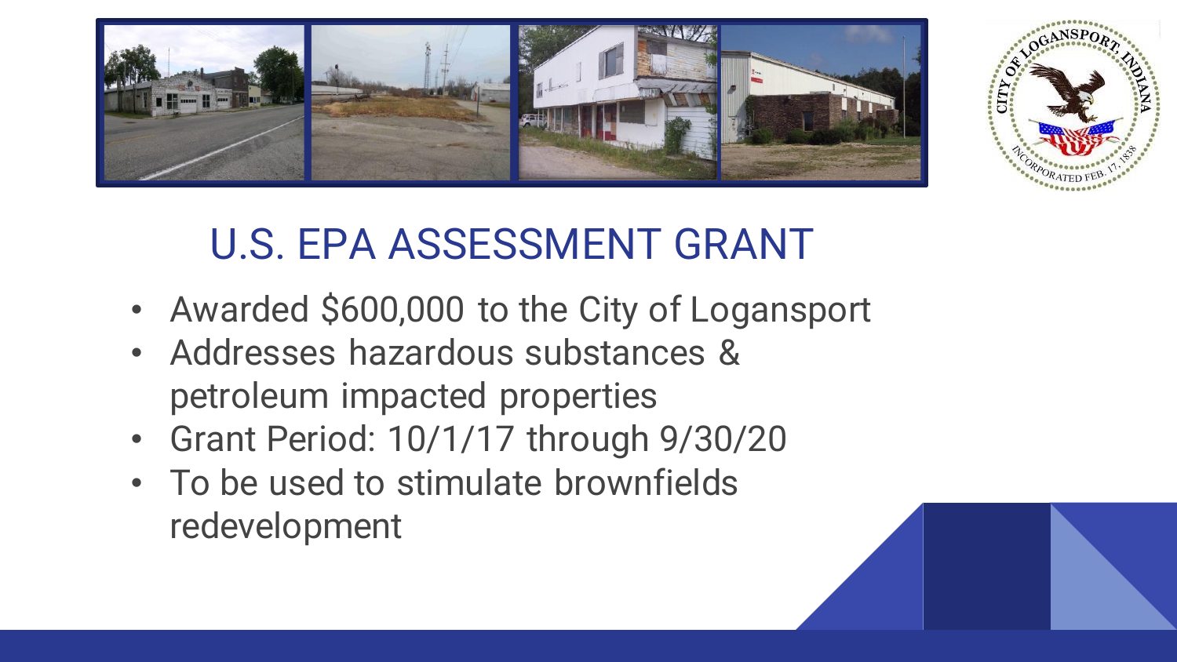# U.S. EPA ASSESSMENT GRANT

- Awarded $600,000 to the City of Logansport
- Addresses hazardous substances & petroleum impacted properties
- Grant Period: 10/1/17 through 9/30/20
- To be used to stimulate brownfields redevelopment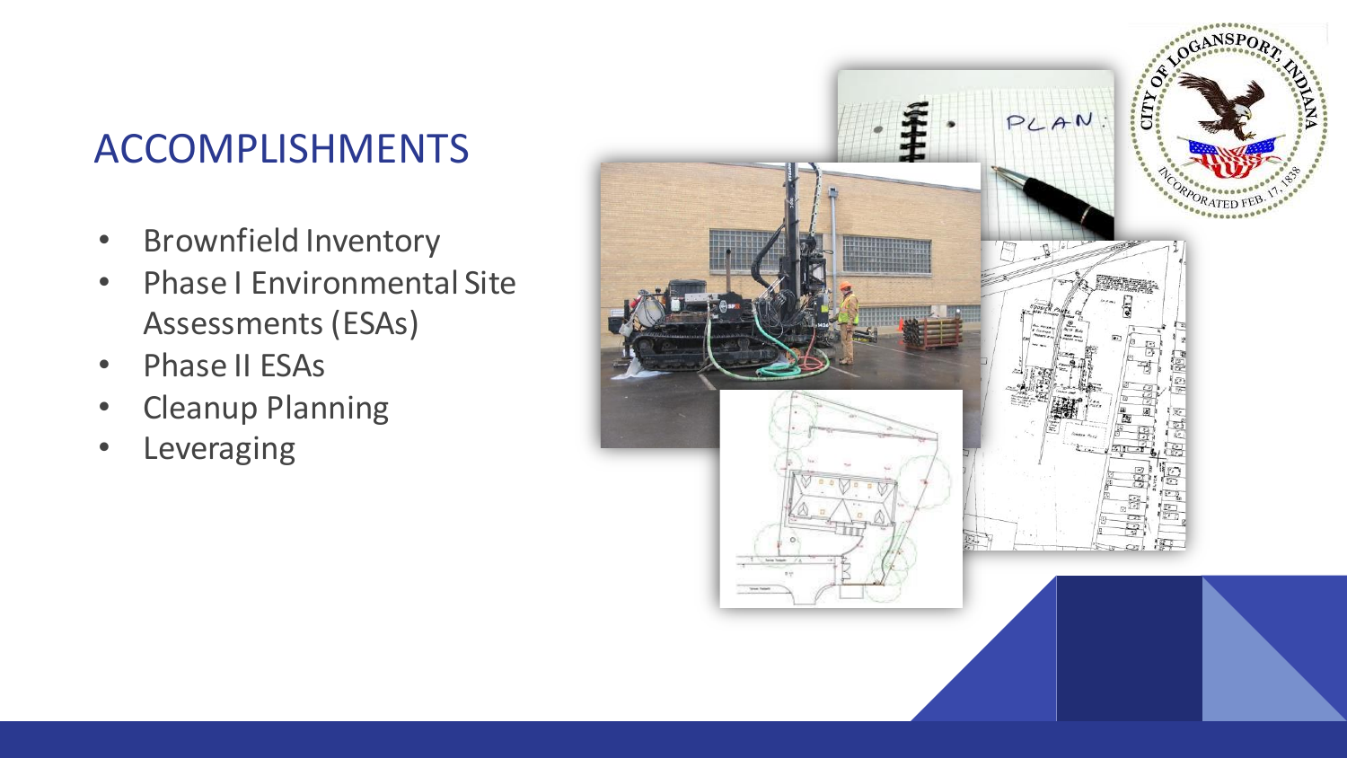## ACCOMPLISHMENTS

- Brownfield Inventory
- Phase I Environmental Site Assessments (ESAs)
- Phase II ESAs
- Cleanup Planning
- Leveraging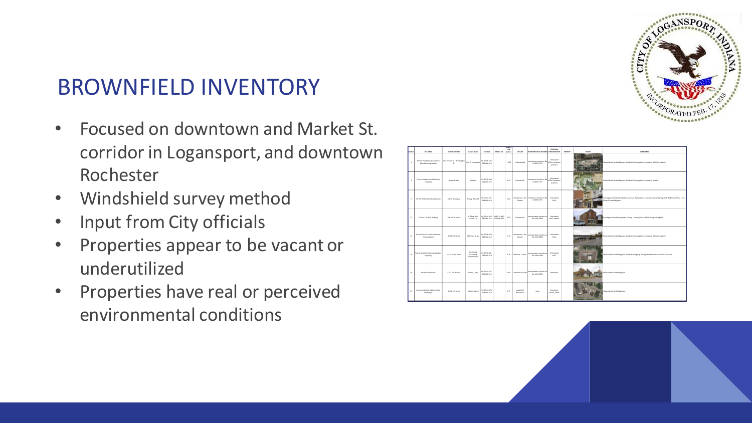# BROWNFIELD INVENTORY

- Focused on downtown and Market St. corridor in Logansport, and downtown Rochester
- Windshield survey method
- Input from City officials
- Properties appear to be vacant or underutilized
- Properties have real or perceived environmental conditions

| MAP ID | SITE NAME | STREET ADDRESS | Current Owner | PARCEL # | PARCEL # 2 | PARCEL SIZE (acres) | SITE USE | ENVIRONMENTAL RECORDS | POTENTIAL CONTAMINANTS | PRIORITY | PHOTO | COMMENTS |
|---|---|---|---|---|---|---|---|---|---|---|---|---|
| 1 | Former Trelleborg Automotive Manufacturing Facility | One General St. - Washington St. | City of Logansport | 09-17-31-145-102.000-013 | | 12.92 | Undeveloped | Numerous records on file in IDEM VFC | Chlorinated VOCs, Petroleum products | | | Phase I and II funded by grant. Additional Investigations funded by liability insurance |
| 3 | Former Medina Manufacturing Company | Water Street | Spicelet | 09-17-30-103-011.000-013 | | 0.44 | Commercial | Numerous records on file in IDEM VFC | Chlorinated VOCs, Petroleum products | | | Phase I and II funded by grant. Additional Investigations funded by Medina |
| 7 | Former Richardsons Dry Cleaners | 608 E. Broadway | Rusley, Robert J | 09-17-30-216-024.000-013 | | 0.04 | Commercial / Dry Cleaner | Numerous records on file in IDEM VFC | Chlorinated VOCs | | | Investigation funded by liability insurance. Remediation conducted at time of spring 2014. Additional Phase I and Phase II funded by grant |
| 13 | Former C.A. Reis Building | 448 North Street | C D Rose Real Estate, Llc | 09-17-30-215-050.000-013 | 09-17-30-215-029.000-013 | 0.03 | Commercial | environmental records on file with IDEM | Chlorinated VOCs, Metals | | | Investigation funded by private funding - investigation stalled - not grant eligible |
| 15 | Former Carson's Fashion Cleaners (Dome's Moon) | 323 Front Street | 323 Front St, LLC | 09-17-30-173-011.000-013 | | 0.11 | Commercial / Dry Cleaner | environmental records on file with IDEM | Chlorinated VOCs | | | Phase I and II funded by grant. Additional Investigations funded by liability insurance |
| 16 | Former Girard Enterprises (Walden Property) | 210 N. Grant Street | Armstrong Richmond Properties, LLC | 09-17-30-161-011.000-013 | | 1.38 | Industrial / Other | environmental records on file with IDEM | Chlorinated VOCs | | | Phase I and II funded by grant. Additional ongoing Investigations funded by liability insurance |
| 18 | Former Gas Station | 1212 Erie Avenue | Alston, Terry | 09-17-30-457-001.000-013 | | 0.04 | Commercial / Auto | environmental records on file with IDEM | Petroleum | | | Phase I and II funded by grant |
| 22 | Former Industrial Building (A&M Stampings) | 1615 5th Street | Hayden, Gary L | 09-17-30-326-003.000-013 | | 0.77 | Industrial / Warehouse | none | Petroleum, Metals, PAHs | | | Phase I and II funded by grant |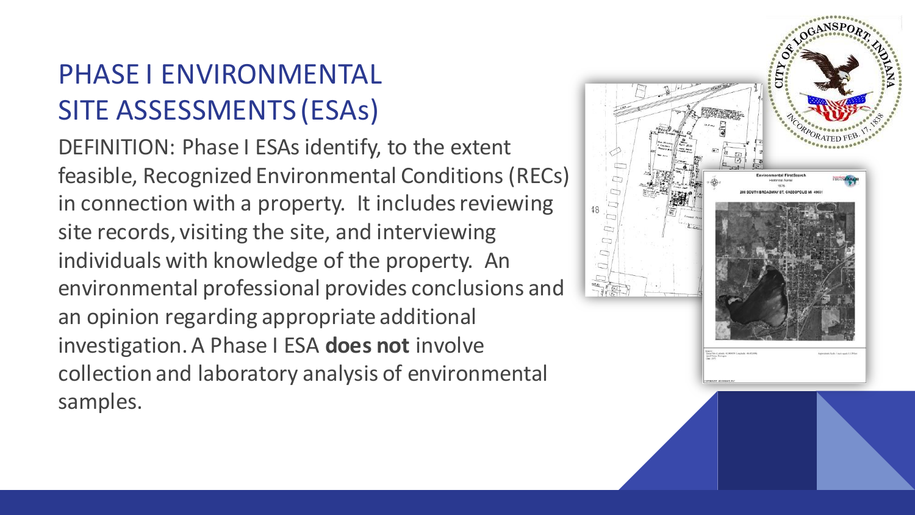# PHASE I ENVIRONMENTAL SITE ASSESSMENTS (ESAs)

DEFINITION: Phase I ESAs identify, to the extent feasible, Recognized Environmental Conditions (RECs) in connection with a property. It includes reviewing site records, visiting the site, and interviewing individuals with knowledge of the property. An environmental professional provides conclusions and an opinion regarding appropriate additional investigation. A Phase I ESA **does not** involve collection and laboratory analysis of environmental samples.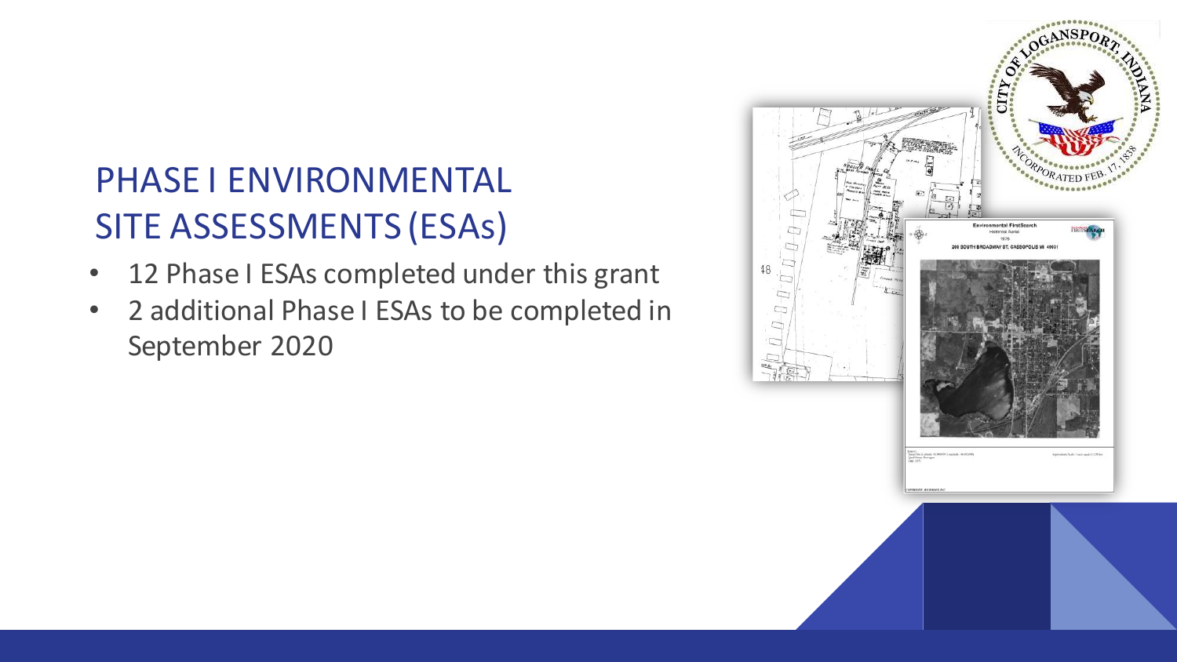# PHASE I ENVIRONMENTAL SITE ASSESSMENTS (ESAs)

- 12 Phase I ESAs completed under this grant
- 2 additional Phase I ESAs to be completed in September 2020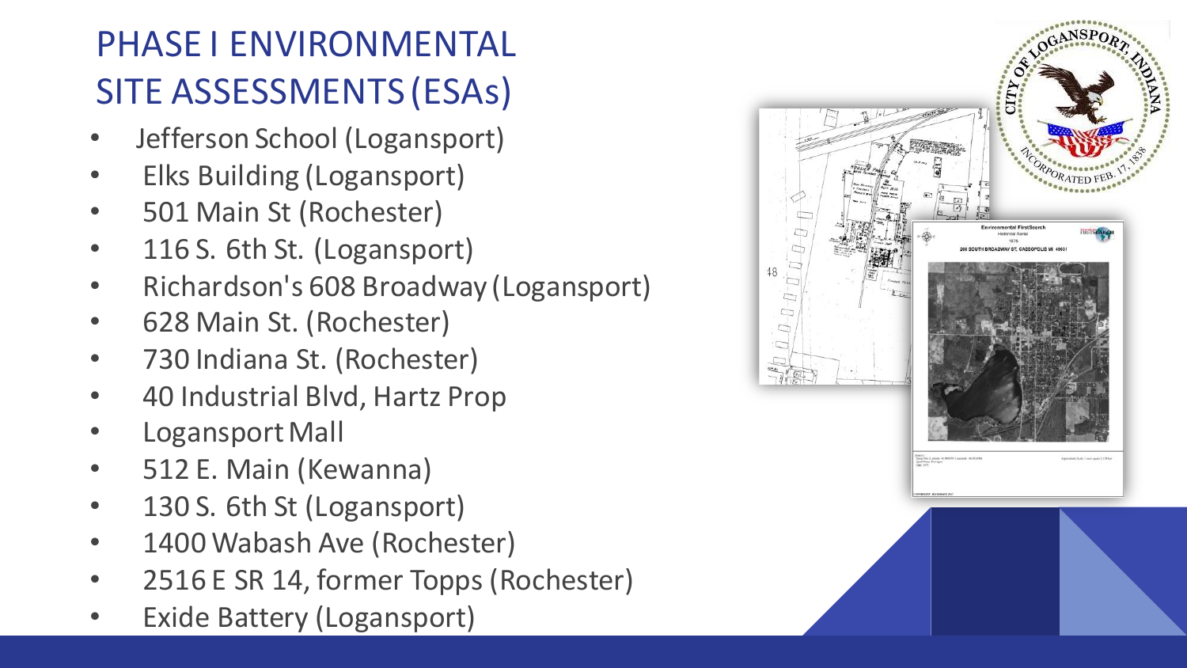# PHASE I ENVIRONMENTAL SITE ASSESSMENTS (ESAs)

- Jefferson School (Logansport)
- Elks Building (Logansport)
- 501 Main St (Rochester)
- 116 S. 6th St. (Logansport)
- Richardson's 608 Broadway (Logansport)
- 628 Main St. (Rochester)
- 730 Indiana St. (Rochester)
- 40 Industrial Blvd, Hartz Prop
- Logansport Mall
- 512 E. Main (Kewanna)
- 130 S. 6th St (Logansport)
- 1400 Wabash Ave (Rochester)
- 2516 E SR 14, former Topps (Rochester)
- Exide Battery (Logansport)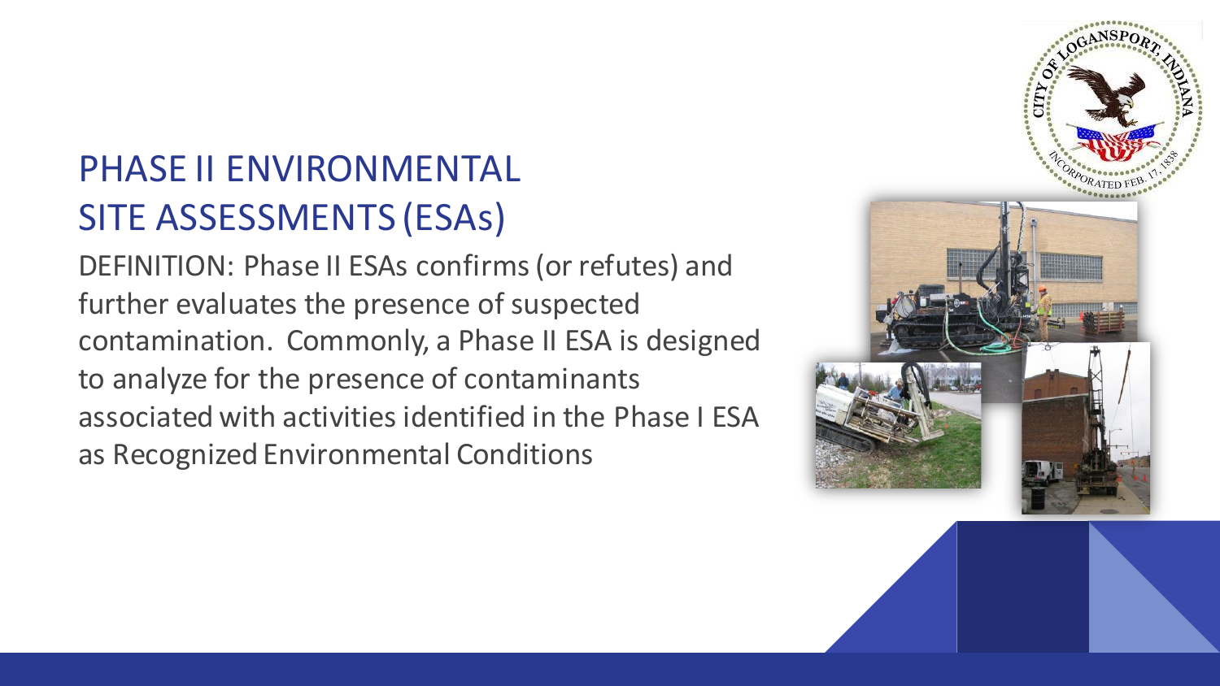# PHASE II ENVIRONMENTAL SITE ASSESSMENTS (ESAs)

DEFINITION: Phase II ESAs confirms (or refutes) and further evaluates the presence of suspected contamination. Commonly, a Phase II ESA is designed to analyze for the presence of contaminants associated with activities identified in the Phase I ESA as Recognized Environmental Conditions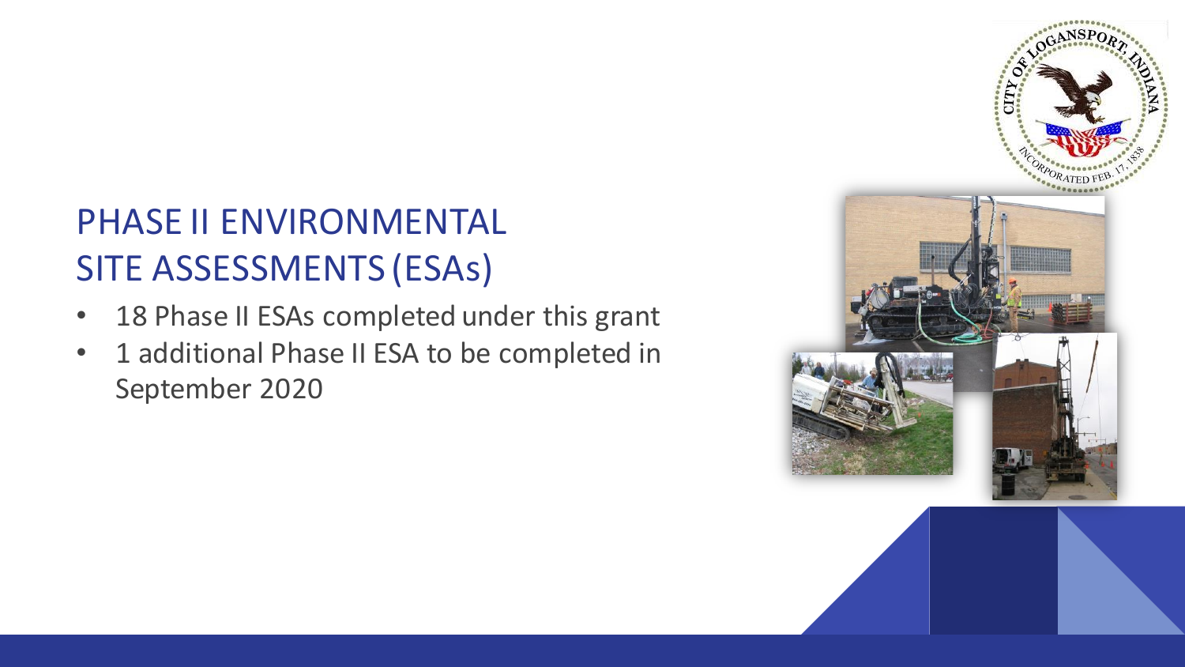# PHASE II ENVIRONMENTAL SITE ASSESSMENTS (ESAs)

- 18 Phase II ESAs completed under this grant
- 1 additional Phase II ESA to be completed in September 2020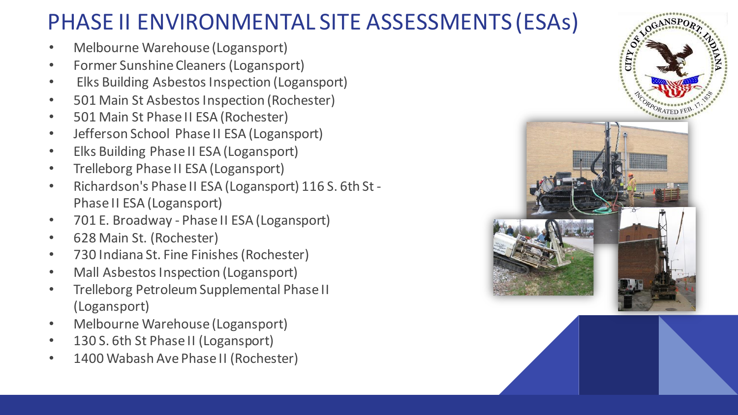# PHASE II ENVIRONMENTAL SITE ASSESSMENTS (ESAs)

- Melbourne Warehouse (Logansport)
- Former Sunshine Cleaners (Logansport)
- Elks Building Asbestos Inspection (Logansport)
- 501 Main St Asbestos Inspection (Rochester)
- 501 Main St Phase II ESA (Rochester)
- Jefferson School Phase II ESA (Logansport)
- Elks Building Phase II ESA (Logansport)
- Trelleborg Phase II ESA (Logansport)
- Richardson's Phase II ESA (Logansport) 116 S. 6th St - Phase II ESA (Logansport)
- 701 E. Broadway - Phase II ESA (Logansport)
- 628 Main St. (Rochester)
- 730 Indiana St. Fine Finishes (Rochester)
- Mall Asbestos Inspection (Logansport)
- Trelleborg Petroleum Supplemental Phase II (Logansport)
- Melbourne Warehouse (Logansport)
- 130 S. 6th St Phase II (Logansport)
- 1400 Wabash Ave Phase II (Rochester)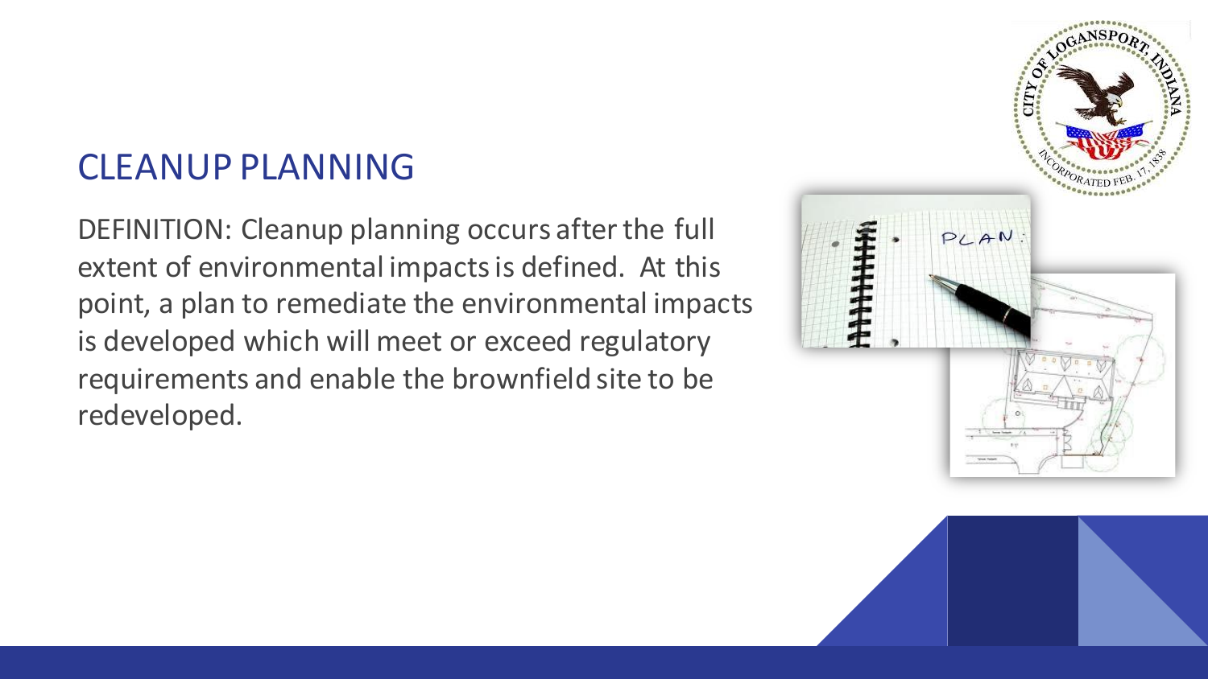# CLEANUP PLANNING

DEFINITION: Cleanup planning occurs after the full extent of environmental impacts is defined. At this point, a plan to remediate the environmental impacts is developed which will meet or exceed regulatory requirements and enable the brownfield site to be redeveloped.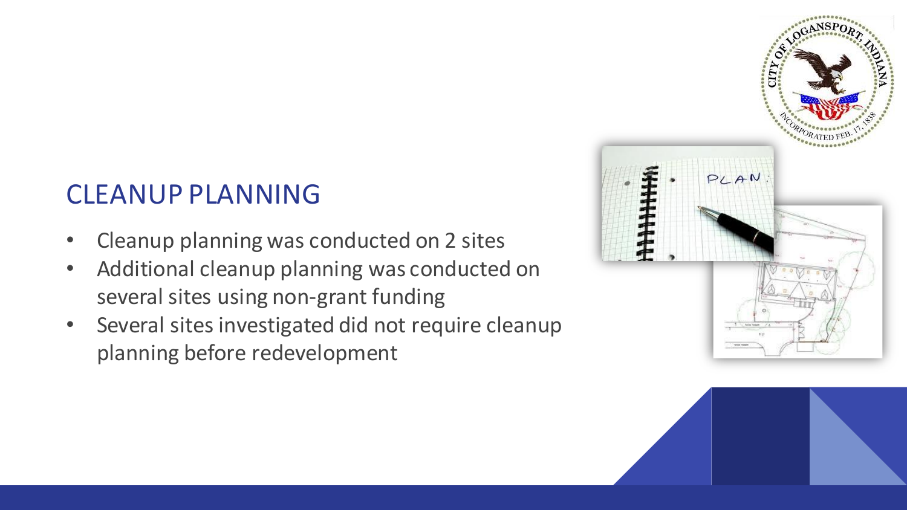## CLEANUP PLANNING

- Cleanup planning was conducted on 2 sites
- Additional cleanup planning was conducted on several sites using non-grant funding
- Several sites investigated did not require cleanup planning before redevelopment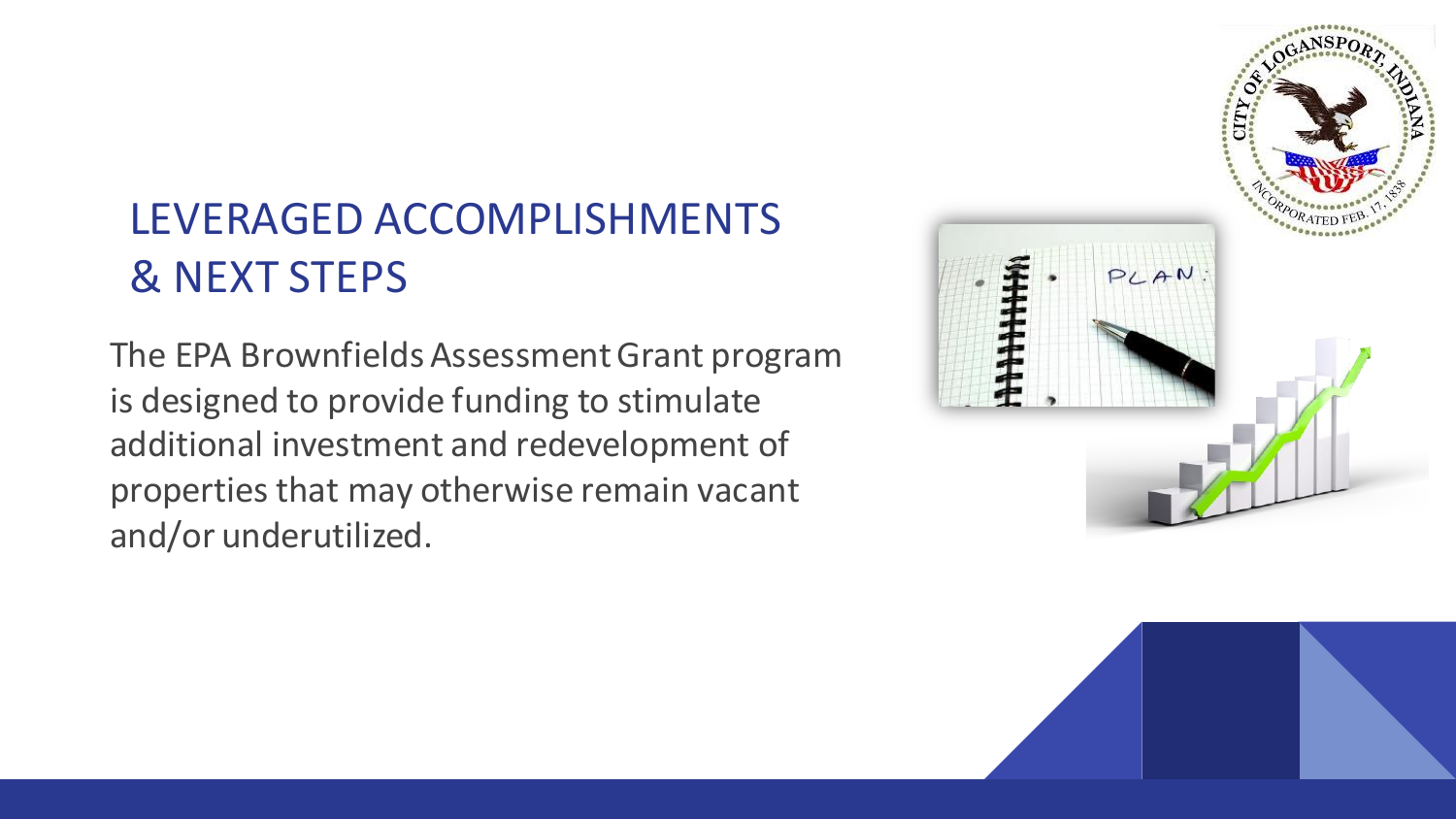# LEVERAGED ACCOMPLISHMENTS & NEXT STEPS

The EPA Brownfields Assessment Grant program is designed to provide funding to stimulate additional investment and redevelopment of properties that may otherwise remain vacant and/or underutilized.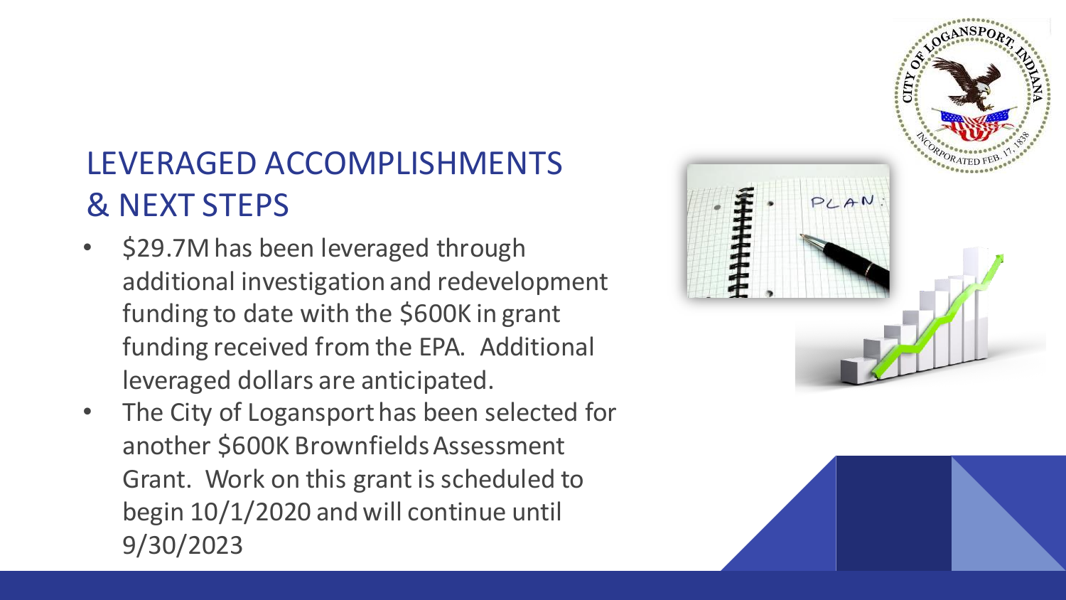# LEVERAGED ACCOMPLISHMENTS & NEXT STEPS

- $29.7M has been leveraged through additional investigation and redevelopment funding to date with the $600K in grant funding received from the EPA. Additional leveraged dollars are anticipated.
- The City of Logansport has been selected for another $600K Brownfields Assessment Grant. Work on this grant is scheduled to begin 10/1/2020 and will continue until 9/30/2023